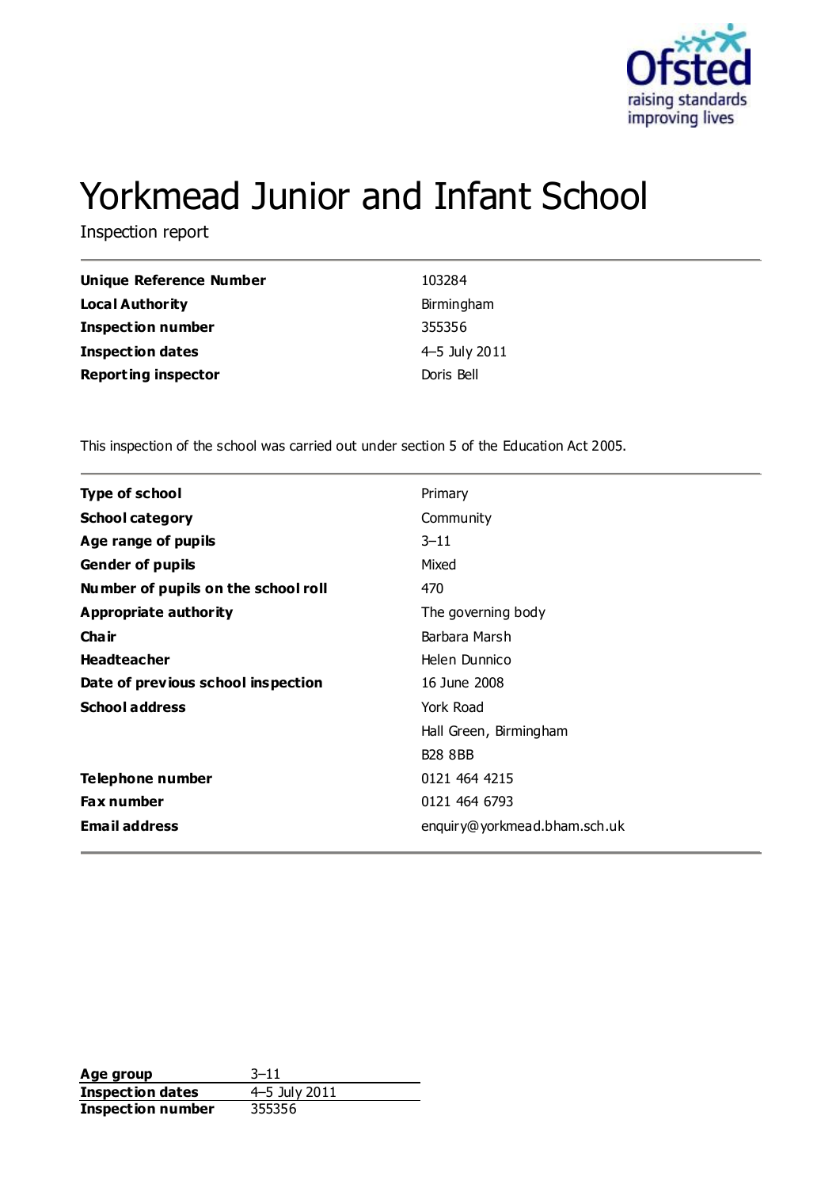# Yorkmead Junior and Infant School

Inspection report

| | |
|---|---|
| **Unique Reference Number** | 103284 |
| **Local Authority** | Birmingham |
| **Inspection number** | 355356 |
| **Inspection dates** | 4–5 July 2011 |
| **Reporting inspector** | Doris Bell |

This inspection of the school was carried out under section 5 of the Education Act 2005.

| | |
|---|---|
| **Type of school** | Primary |
| **School category** | Community |
| **Age range of pupils** | 3–11 |
| **Gender of pupils** | Mixed |
| **Number of pupils on the school roll** | 470 |
| **Appropriate authority** | The governing body |
| **Chair** | Barbara Marsh |
| **Headteacher** | Helen Dunnico |
| **Date of previous school inspection** | 16 June 2008 |
| **School address** | York Road<br>Hall Green, Birmingham<br>B28 8BB |
| **Telephone number** | 0121 464 4215 |
| **Fax number** | 0121 464 6793 |
| **Email address** | enquiry@yorkmead.bham.sch.uk |

| | |
|---|---|
| **Age group** | 3–11 |
| **Inspection dates** | 4–5 July 2011 |
| **Inspection number** | 355356 |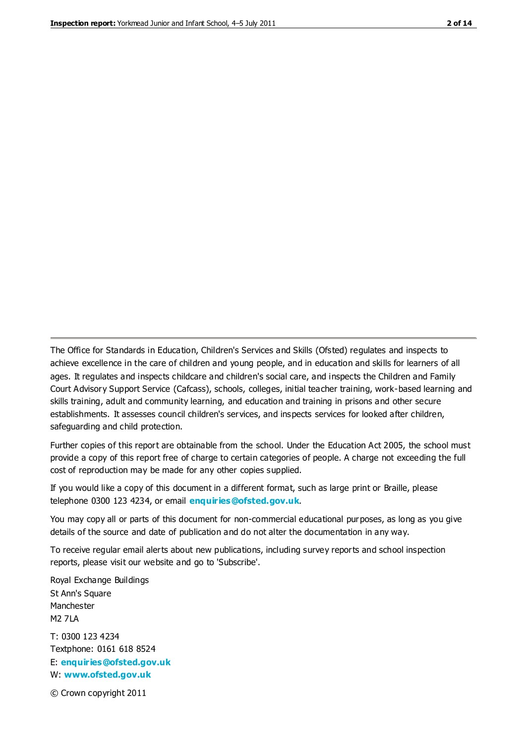The Office for Standards in Education, Children's Services and Skills (Ofsted) regulates and inspects to achieve excellence in the care of children and young people, and in education and skills for learners of all ages. It regulates and inspects childcare and children's social care, and inspects the Children and Family Court Advisory Support Service (Cafcass), schools, colleges, initial teacher training, work-based learning and skills training, adult and community learning, and education and training in prisons and other secure establishments. It assesses council children's services, and inspects services for looked after children, safeguarding and child protection.

Further copies of this report are obtainable from the school. Under the Education Act 2005, the school must provide a copy of this report free of charge to certain categories of people. A charge not exceeding the full cost of reproduction may be made for any other copies supplied.

If you would like a copy of this document in a different format, such as large print or Braille, please telephone 0300 123 4234, or email **enquiries@ofsted.gov.uk**.

You may copy all or parts of this document for non-commercial educational purposes, as long as you give details of the source and date of publication and do not alter the documentation in any way.

To receive regular email alerts about new publications, including survey reports and school inspection reports, please visit our website and go to 'Subscribe'.

Royal Exchange Buildings
St Ann's Square
Manchester
M2 7LA

T: 0300 123 4234
Textphone: 0161 618 8524
E: **enquiries@ofsted.gov.uk**
W: **www.ofsted.gov.uk**

© Crown copyright 2011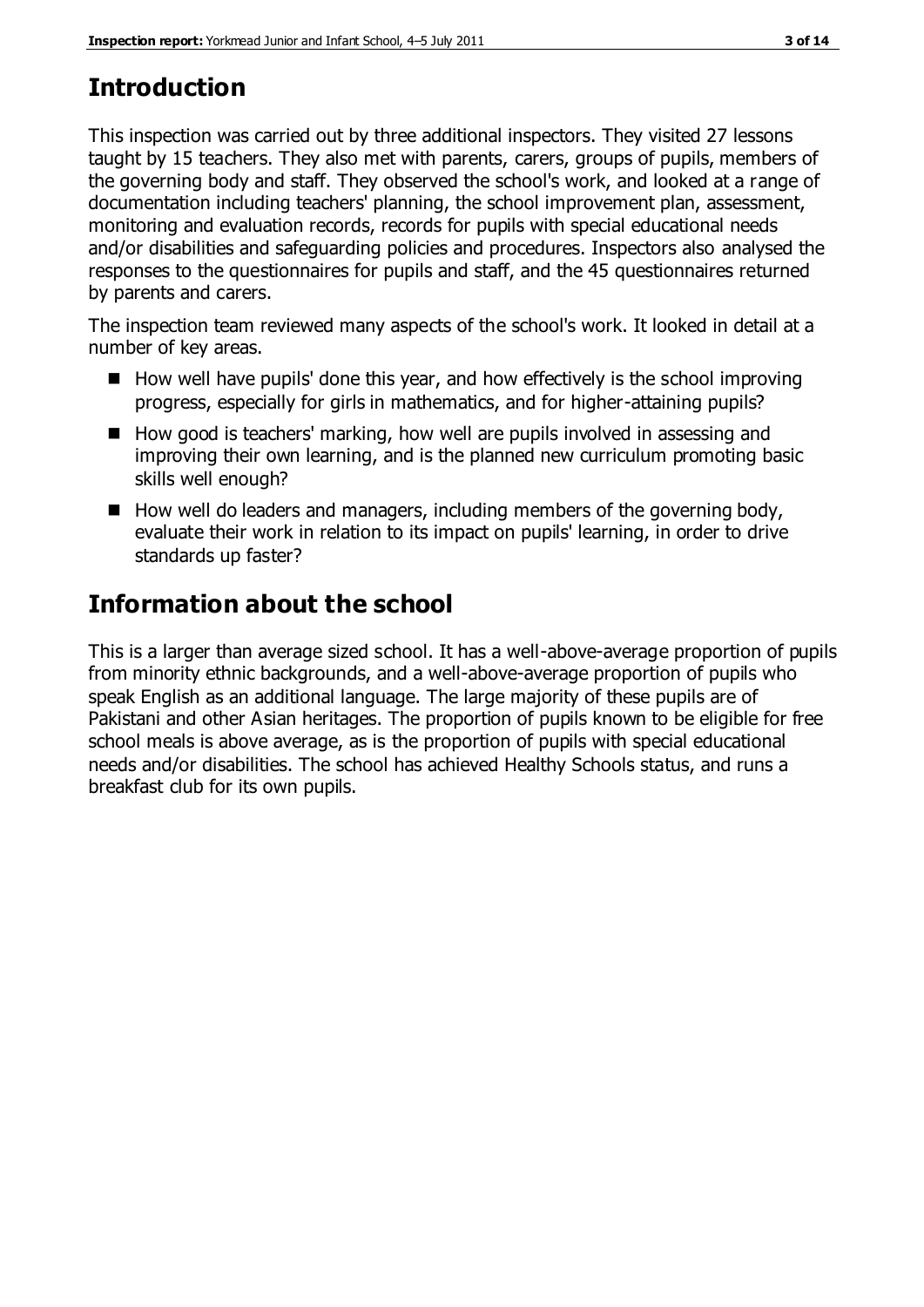## Introduction

This inspection was carried out by three additional inspectors. They visited 27 lessons taught by 15 teachers. They also met with parents, carers, groups of pupils, members of the governing body and staff. They observed the school's work, and looked at a range of documentation including teachers' planning, the school improvement plan, assessment, monitoring and evaluation records, records for pupils with special educational needs and/or disabilities and safeguarding policies and procedures. Inspectors also analysed the responses to the questionnaires for pupils and staff, and the 45 questionnaires returned by parents and carers.

The inspection team reviewed many aspects of the school's work. It looked in detail at a number of key areas.

- How well have pupils' done this year, and how effectively is the school improving progress, especially for girls in mathematics, and for higher-attaining pupils?
- How good is teachers' marking, how well are pupils involved in assessing and improving their own learning, and is the planned new curriculum promoting basic skills well enough?
- How well do leaders and managers, including members of the governing body, evaluate their work in relation to its impact on pupils' learning, in order to drive standards up faster?

## Information about the school

This is a larger than average sized school. It has a well-above-average proportion of pupils from minority ethnic backgrounds, and a well-above-average proportion of pupils who speak English as an additional language. The large majority of these pupils are of Pakistani and other Asian heritages. The proportion of pupils known to be eligible for free school meals is above average, as is the proportion of pupils with special educational needs and/or disabilities. The school has achieved Healthy Schools status, and runs a breakfast club for its own pupils.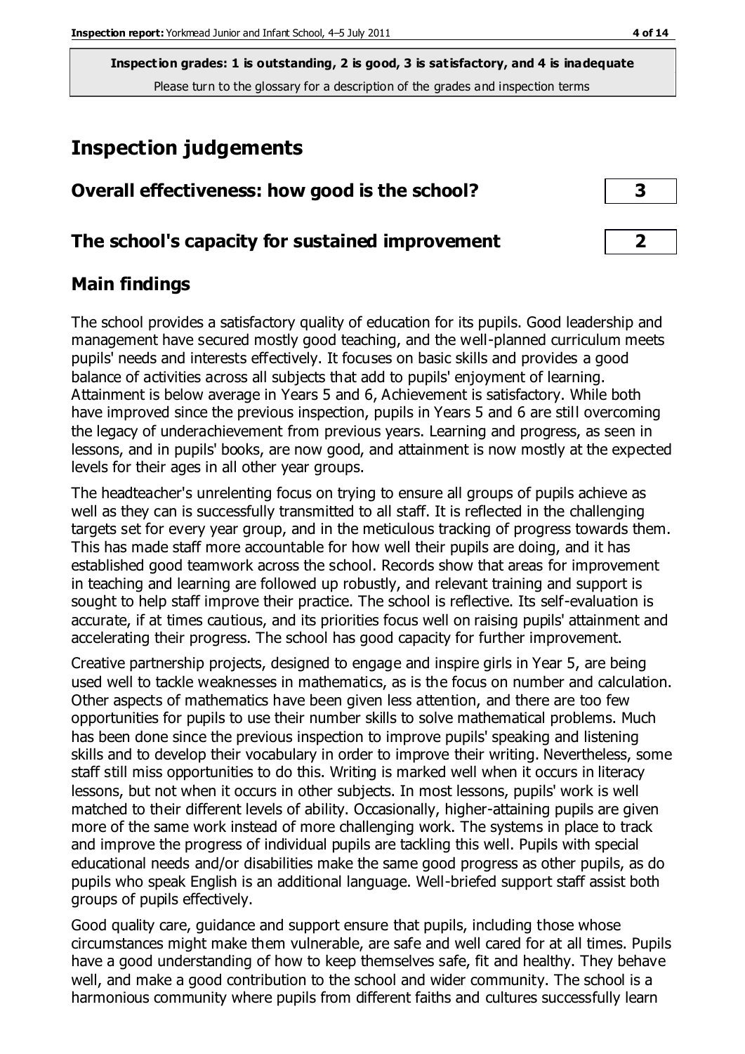**Inspection grades: 1 is outstanding, 2 is good, 3 is satisfactory, and 4 is inadequate**
Please turn to the glossary for a description of the grades and inspection terms

# Inspection judgements

| Overall effectiveness: how good is the school? | 3 |
| --- | --- |
| **The school's capacity for sustained improvement** | **2** |

## Main findings

The school provides a satisfactory quality of education for its pupils. Good leadership and management have secured mostly good teaching, and the well-planned curriculum meets pupils' needs and interests effectively. It focuses on basic skills and provides a good balance of activities across all subjects that add to pupils' enjoyment of learning. Attainment is below average in Years 5 and 6, Achievement is satisfactory. While both have improved since the previous inspection, pupils in Years 5 and 6 are still overcoming the legacy of underachievement from previous years. Learning and progress, as seen in lessons, and in pupils' books, are now good, and attainment is now mostly at the expected levels for their ages in all other year groups.

The headteacher's unrelenting focus on trying to ensure all groups of pupils achieve as well as they can is successfully transmitted to all staff. It is reflected in the challenging targets set for every year group, and in the meticulous tracking of progress towards them. This has made staff more accountable for how well their pupils are doing, and it has established good teamwork across the school. Records show that areas for improvement in teaching and learning are followed up robustly, and relevant training and support is sought to help staff improve their practice. The school is reflective. Its self-evaluation is accurate, if at times cautious, and its priorities focus well on raising pupils' attainment and accelerating their progress. The school has good capacity for further improvement.

Creative partnership projects, designed to engage and inspire girls in Year 5, are being used well to tackle weaknesses in mathematics, as is the focus on number and calculation. Other aspects of mathematics have been given less attention, and there are too few opportunities for pupils to use their number skills to solve mathematical problems. Much has been done since the previous inspection to improve pupils' speaking and listening skills and to develop their vocabulary in order to improve their writing. Nevertheless, some staff still miss opportunities to do this. Writing is marked well when it occurs in literacy lessons, but not when it occurs in other subjects. In most lessons, pupils' work is well matched to their different levels of ability. Occasionally, higher-attaining pupils are given more of the same work instead of more challenging work. The systems in place to track and improve the progress of individual pupils are tackling this well. Pupils with special educational needs and/or disabilities make the same good progress as other pupils, as do pupils who speak English is an additional language. Well-briefed support staff assist both groups of pupils effectively.

Good quality care, guidance and support ensure that pupils, including those whose circumstances might make them vulnerable, are safe and well cared for at all times. Pupils have a good understanding of how to keep themselves safe, fit and healthy. They behave well, and make a good contribution to the school and wider community. The school is a harmonious community where pupils from different faiths and cultures successfully learn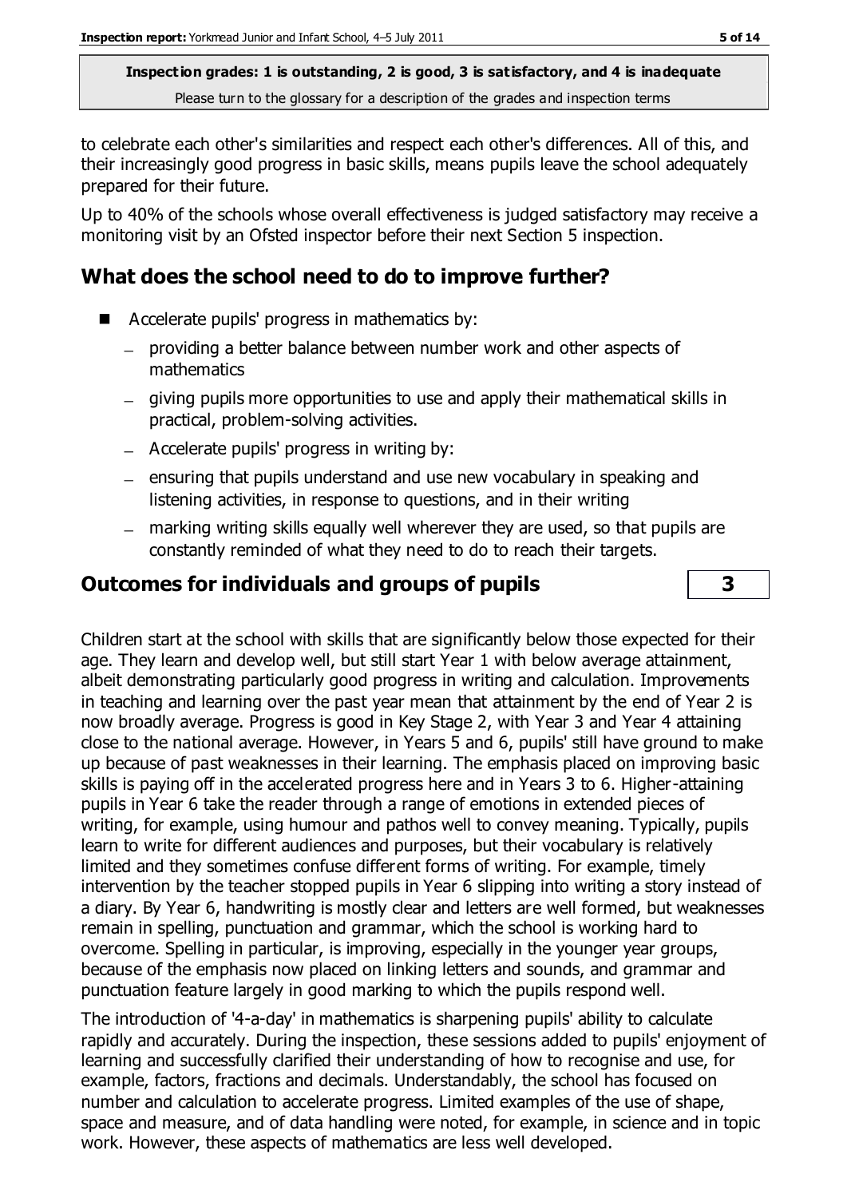to celebrate each other's similarities and respect each other's differences. All of this, and their increasingly good progress in basic skills, means pupils leave the school adequately prepared for their future.

Up to 40% of the schools whose overall effectiveness is judged satisfactory may receive a monitoring visit by an Ofsted inspector before their next Section 5 inspection.

## What does the school need to do to improve further?

- Accelerate pupils' progress in mathematics by:
  - providing a better balance between number work and other aspects of mathematics
  - giving pupils more opportunities to use and apply their mathematical skills in practical, problem-solving activities.
  - Accelerate pupils' progress in writing by:
  - ensuring that pupils understand and use new vocabulary in speaking and listening activities, in response to questions, and in their writing
  - marking writing skills equally well wherever they are used, so that pupils are constantly reminded of what they need to do to reach their targets.

## Outcomes for individuals and groups of pupils — 3

Children start at the school with skills that are significantly below those expected for their age. They learn and develop well, but still start Year 1 with below average attainment, albeit demonstrating particularly good progress in writing and calculation. Improvements in teaching and learning over the past year mean that attainment by the end of Year 2 is now broadly average. Progress is good in Key Stage 2, with Year 3 and Year 4 attaining close to the national average. However, in Years 5 and 6, pupils' still have ground to make up because of past weaknesses in their learning. The emphasis placed on improving basic skills is paying off in the accelerated progress here and in Years 3 to 6. Higher-attaining pupils in Year 6 take the reader through a range of emotions in extended pieces of writing, for example, using humour and pathos well to convey meaning. Typically, pupils learn to write for different audiences and purposes, but their vocabulary is relatively limited and they sometimes confuse different forms of writing. For example, timely intervention by the teacher stopped pupils in Year 6 slipping into writing a story instead of a diary. By Year 6, handwriting is mostly clear and letters are well formed, but weaknesses remain in spelling, punctuation and grammar, which the school is working hard to overcome. Spelling in particular, is improving, especially in the younger year groups, because of the emphasis now placed on linking letters and sounds, and grammar and punctuation feature largely in good marking to which the pupils respond well.

The introduction of '4-a-day' in mathematics is sharpening pupils' ability to calculate rapidly and accurately. During the inspection, these sessions added to pupils' enjoyment of learning and successfully clarified their understanding of how to recognise and use, for example, factors, fractions and decimals. Understandably, the school has focused on number and calculation to accelerate progress. Limited examples of the use of shape, space and measure, and of data handling were noted, for example, in science and in topic work. However, these aspects of mathematics are less well developed.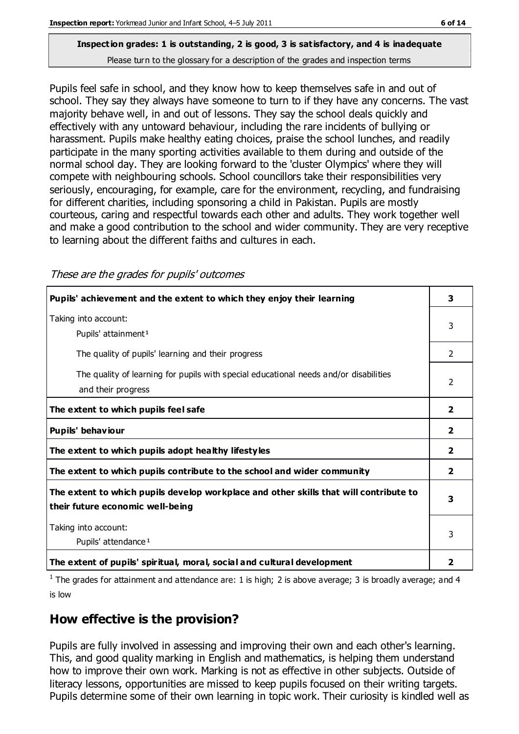**Inspection grades: 1 is outstanding, 2 is good, 3 is satisfactory, and 4 is inadequate**
Please turn to the glossary for a description of the grades and inspection terms

Pupils feel safe in school, and they know how to keep themselves safe in and out of school. They say they always have someone to turn to if they have any concerns. The vast majority behave well, in and out of lessons. They say the school deals quickly and effectively with any untoward behaviour, including the rare incidents of bullying or harassment. Pupils make healthy eating choices, praise the school lunches, and readily participate in the many sporting activities available to them during and outside of the normal school day. They are looking forward to the 'cluster Olympics' where they will compete with neighbouring schools. School councillors take their responsibilities very seriously, encouraging, for example, care for the environment, recycling, and fundraising for different charities, including sponsoring a child in Pakistan. Pupils are mostly courteous, caring and respectful towards each other and adults. They work together well and make a good contribution to the school and wider community. They are very receptive to learning about the different faiths and cultures in each.

*These are the grades for pupils' outcomes*

| | |
|---|---|
| **Pupils' achievement and the extent to which they enjoy their learning** | **3** |
| Taking into account: Pupils' attainment[1] | 3 |
| The quality of pupils' learning and their progress | 2 |
| The quality of learning for pupils with special educational needs and/or disabilities and their progress | 2 |
| **The extent to which pupils feel safe** | **2** |
| **Pupils' behaviour** | **2** |
| **The extent to which pupils adopt healthy lifestyles** | **2** |
| **The extent to which pupils contribute to the school and wider community** | **2** |
| **The extent to which pupils develop workplace and other skills that will contribute to their future economic well-being** | **3** |
| Taking into account: Pupils' attendance[1] | 3 |
| **The extent of pupils' spiritual, moral, social and cultural development** | **2** |

[1] The grades for attainment and attendance are: 1 is high; 2 is above average; 3 is broadly average; and 4 is low

## How effective is the provision?

Pupils are fully involved in assessing and improving their own and each other's learning. This, and good quality marking in English and mathematics, is helping them understand how to improve their own work. Marking is not as effective in other subjects. Outside of literacy lessons, opportunities are missed to keep pupils focused on their writing targets. Pupils determine some of their own learning in topic work. Their curiosity is kindled well as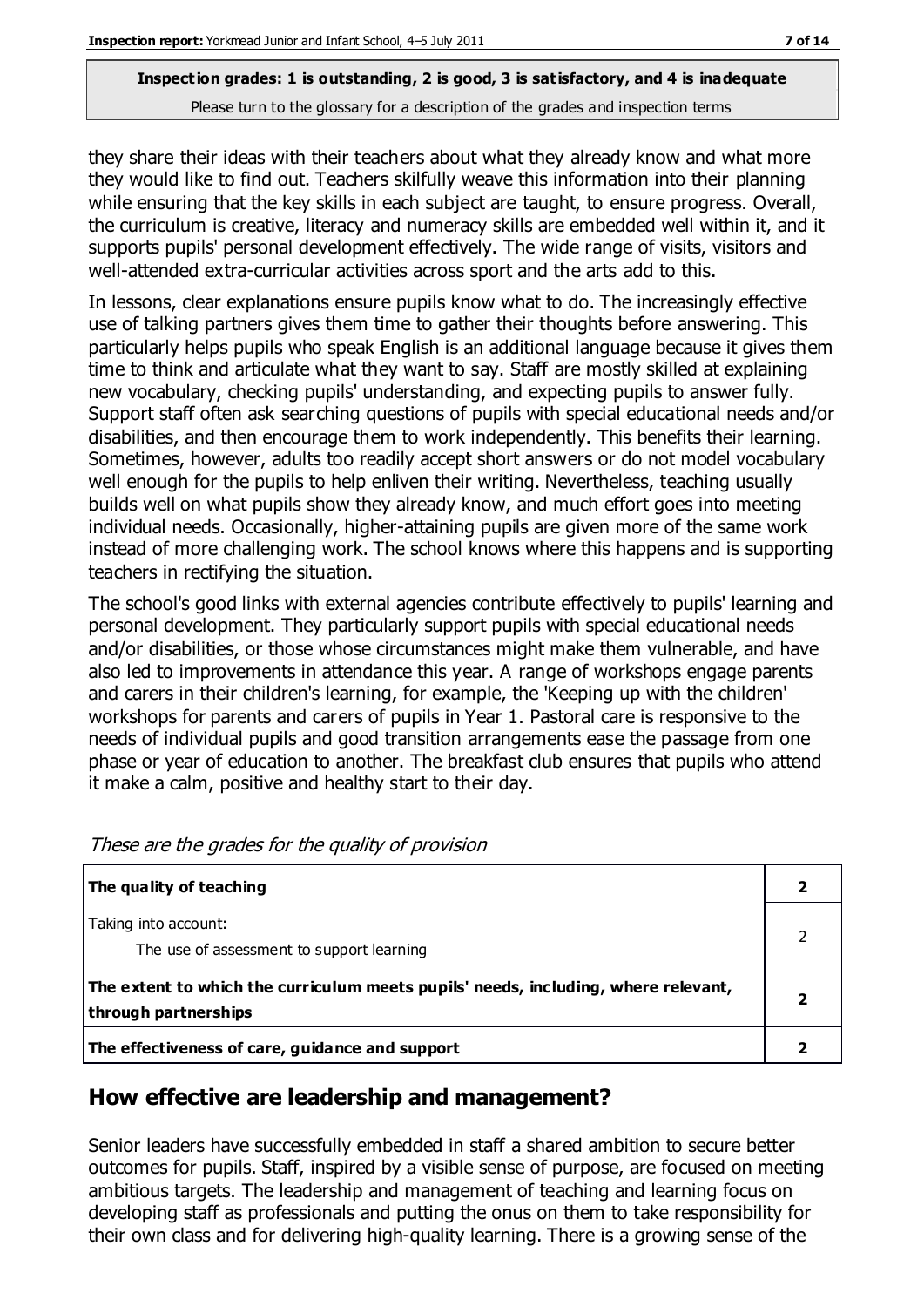**Inspection grades: 1 is outstanding, 2 is good, 3 is satisfactory, and 4 is inadequate**
Please turn to the glossary for a description of the grades and inspection terms

they share their ideas with their teachers about what they already know and what more they would like to find out. Teachers skilfully weave this information into their planning while ensuring that the key skills in each subject are taught, to ensure progress. Overall, the curriculum is creative, literacy and numeracy skills are embedded well within it, and it supports pupils' personal development effectively. The wide range of visits, visitors and well-attended extra-curricular activities across sport and the arts add to this.

In lessons, clear explanations ensure pupils know what to do. The increasingly effective use of talking partners gives them time to gather their thoughts before answering. This particularly helps pupils who speak English is an additional language because it gives them time to think and articulate what they want to say. Staff are mostly skilled at explaining new vocabulary, checking pupils' understanding, and expecting pupils to answer fully. Support staff often ask searching questions of pupils with special educational needs and/or disabilities, and then encourage them to work independently. This benefits their learning. Sometimes, however, adults too readily accept short answers or do not model vocabulary well enough for the pupils to help enliven their writing. Nevertheless, teaching usually builds well on what pupils show they already know, and much effort goes into meeting individual needs. Occasionally, higher-attaining pupils are given more of the same work instead of more challenging work. The school knows where this happens and is supporting teachers in rectifying the situation.

The school's good links with external agencies contribute effectively to pupils' learning and personal development. They particularly support pupils with special educational needs and/or disabilities, or those whose circumstances might make them vulnerable, and have also led to improvements in attendance this year. A range of workshops engage parents and carers in their children's learning, for example, the 'Keeping up with the children' workshops for parents and carers of pupils in Year 1. Pastoral care is responsive to the needs of individual pupils and good transition arrangements ease the passage from one phase or year of education to another. The breakfast club ensures that pupils who attend it make a calm, positive and healthy start to their day.

*These are the grades for the quality of provision*

| | |
|---|---|
| **The quality of teaching** | **2** |
| Taking into account:<br>The use of assessment to support learning | 2 |
| **The extent to which the curriculum meets pupils' needs, including, where relevant, through partnerships** | **2** |
| **The effectiveness of care, guidance and support** | **2** |

## How effective are leadership and management?

Senior leaders have successfully embedded in staff a shared ambition to secure better outcomes for pupils. Staff, inspired by a visible sense of purpose, are focused on meeting ambitious targets. The leadership and management of teaching and learning focus on developing staff as professionals and putting the onus on them to take responsibility for their own class and for delivering high-quality learning. There is a growing sense of the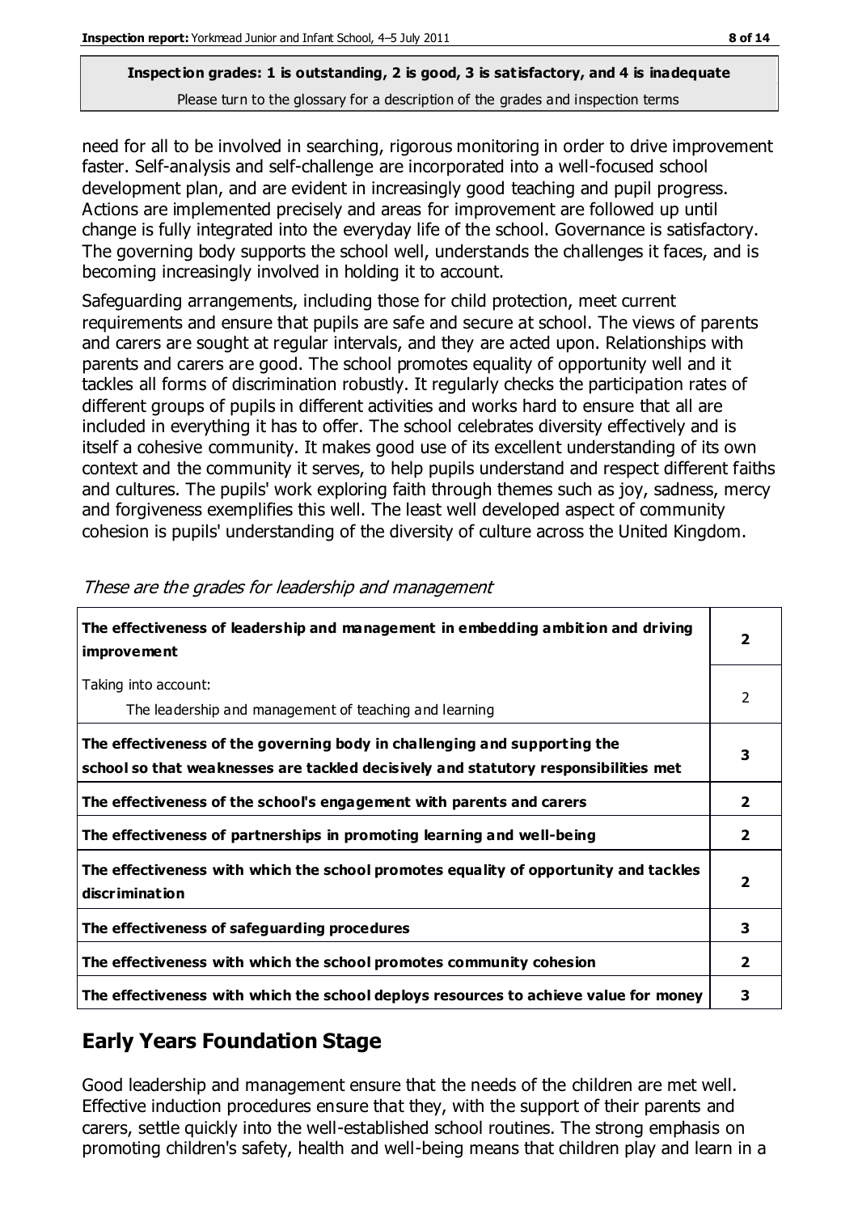**Inspection grades: 1 is outstanding, 2 is good, 3 is satisfactory, and 4 is inadequate**
Please turn to the glossary for a description of the grades and inspection terms

need for all to be involved in searching, rigorous monitoring in order to drive improvement faster. Self-analysis and self-challenge are incorporated into a well-focused school development plan, and are evident in increasingly good teaching and pupil progress. Actions are implemented precisely and areas for improvement are followed up until change is fully integrated into the everyday life of the school. Governance is satisfactory. The governing body supports the school well, understands the challenges it faces, and is becoming increasingly involved in holding it to account.

Safeguarding arrangements, including those for child protection, meet current requirements and ensure that pupils are safe and secure at school. The views of parents and carers are sought at regular intervals, and they are acted upon. Relationships with parents and carers are good. The school promotes equality of opportunity well and it tackles all forms of discrimination robustly. It regularly checks the participation rates of different groups of pupils in different activities and works hard to ensure that all are included in everything it has to offer. The school celebrates diversity effectively and is itself a cohesive community. It makes good use of its excellent understanding of its own context and the community it serves, to help pupils understand and respect different faiths and cultures. The pupils' work exploring faith through themes such as joy, sadness, mercy and forgiveness exemplifies this well. The least well developed aspect of community cohesion is pupils' understanding of the diversity of culture across the United Kingdom.

*These are the grades for leadership and management*

| | |
|---|---|
| **The effectiveness of leadership and management in embedding ambition and driving improvement** | **2** |
| Taking into account: The leadership and management of teaching and learning | 2 |
| **The effectiveness of the governing body in challenging and supporting the school so that weaknesses are tackled decisively and statutory responsibilities met** | **3** |
| **The effectiveness of the school's engagement with parents and carers** | **2** |
| **The effectiveness of partnerships in promoting learning and well-being** | **2** |
| **The effectiveness with which the school promotes equality of opportunity and tackles discrimination** | **2** |
| **The effectiveness of safeguarding procedures** | **3** |
| **The effectiveness with which the school promotes community cohesion** | **2** |
| **The effectiveness with which the school deploys resources to achieve value for money** | **3** |

## Early Years Foundation Stage

Good leadership and management ensure that the needs of the children are met well. Effective induction procedures ensure that they, with the support of their parents and carers, settle quickly into the well-established school routines. The strong emphasis on promoting children's safety, health and well-being means that children play and learn in a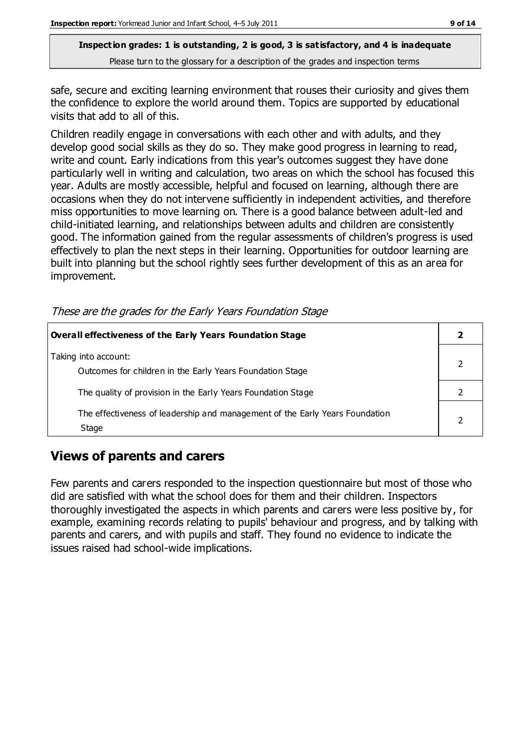**Inspection grades: 1 is outstanding, 2 is good, 3 is satisfactory, and 4 is inadequate**
Please turn to the glossary for a description of the grades and inspection terms

safe, secure and exciting learning environment that rouses their curiosity and gives them the confidence to explore the world around them. Topics are supported by educational visits that add to all of this.

Children readily engage in conversations with each other and with adults, and they develop good social skills as they do so. They make good progress in learning to read, write and count. Early indications from this year's outcomes suggest they have done particularly well in writing and calculation, two areas on which the school has focused this year. Adults are mostly accessible, helpful and focused on learning, although there are occasions when they do not intervene sufficiently in independent activities, and therefore miss opportunities to move learning on. There is a good balance between adult-led and child-initiated learning, and relationships between adults and children are consistently good. The information gained from the regular assessments of children's progress is used effectively to plan the next steps in their learning. Opportunities for outdoor learning are built into planning but the school rightly sees further development of this as an area for improvement.

*These are the grades for the Early Years Foundation Stage*

| **Overall effectiveness of the Early Years Foundation Stage** | **2** |
|---|---|
| Taking into account: Outcomes for children in the Early Years Foundation Stage | 2 |
| The quality of provision in the Early Years Foundation Stage | 2 |
| The effectiveness of leadership and management of the Early Years Foundation Stage | 2 |

## Views of parents and carers

Few parents and carers responded to the inspection questionnaire but most of those who did are satisfied with what the school does for them and their children. Inspectors thoroughly investigated the aspects in which parents and carers were less positive by, for example, examining records relating to pupils' behaviour and progress, and by talking with parents and carers, and with pupils and staff. They found no evidence to indicate the issues raised had school-wide implications.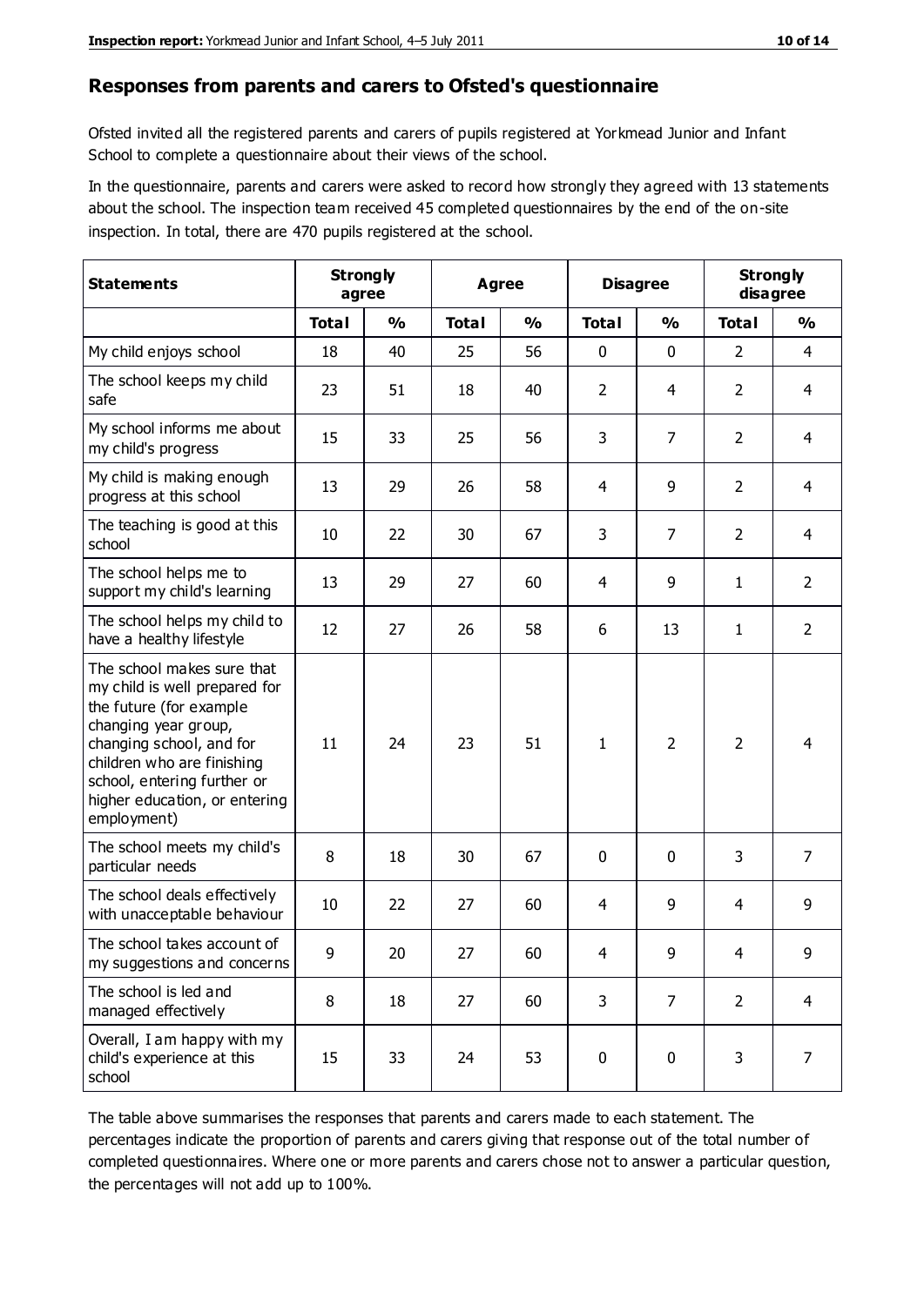## Responses from parents and carers to Ofsted's questionnaire

Ofsted invited all the registered parents and carers of pupils registered at Yorkmead Junior and Infant School to complete a questionnaire about their views of the school.

In the questionnaire, parents and carers were asked to record how strongly they agreed with 13 statements about the school. The inspection team received 45 completed questionnaires by the end of the on-site inspection. In total, there are 470 pupils registered at the school.

| Statements | Strongly agree | | Agree | | Disagree | | Strongly disagree | |
|---|---|---|---|---|---|---|---|---|
| | Total | % | Total | % | Total | % | Total | % |
| My child enjoys school | 18 | 40 | 25 | 56 | 0 | 0 | 2 | 4 |
| The school keeps my child safe | 23 | 51 | 18 | 40 | 2 | 4 | 2 | 4 |
| My school informs me about my child's progress | 15 | 33 | 25 | 56 | 3 | 7 | 2 | 4 |
| My child is making enough progress at this school | 13 | 29 | 26 | 58 | 4 | 9 | 2 | 4 |
| The teaching is good at this school | 10 | 22 | 30 | 67 | 3 | 7 | 2 | 4 |
| The school helps me to support my child's learning | 13 | 29 | 27 | 60 | 4 | 9 | 1 | 2 |
| The school helps my child to have a healthy lifestyle | 12 | 27 | 26 | 58 | 6 | 13 | 1 | 2 |
| The school makes sure that my child is well prepared for the future (for example changing year group, changing school, and for children who are finishing school, entering further or higher education, or entering employment) | 11 | 24 | 23 | 51 | 1 | 2 | 2 | 4 |
| The school meets my child's particular needs | 8 | 18 | 30 | 67 | 0 | 0 | 3 | 7 |
| The school deals effectively with unacceptable behaviour | 10 | 22 | 27 | 60 | 4 | 9 | 4 | 9 |
| The school takes account of my suggestions and concerns | 9 | 20 | 27 | 60 | 4 | 9 | 4 | 9 |
| The school is led and managed effectively | 8 | 18 | 27 | 60 | 3 | 7 | 2 | 4 |
| Overall, I am happy with my child's experience at this school | 15 | 33 | 24 | 53 | 0 | 0 | 3 | 7 |

The table above summarises the responses that parents and carers made to each statement. The percentages indicate the proportion of parents and carers giving that response out of the total number of completed questionnaires. Where one or more parents and carers chose not to answer a particular question, the percentages will not add up to 100%.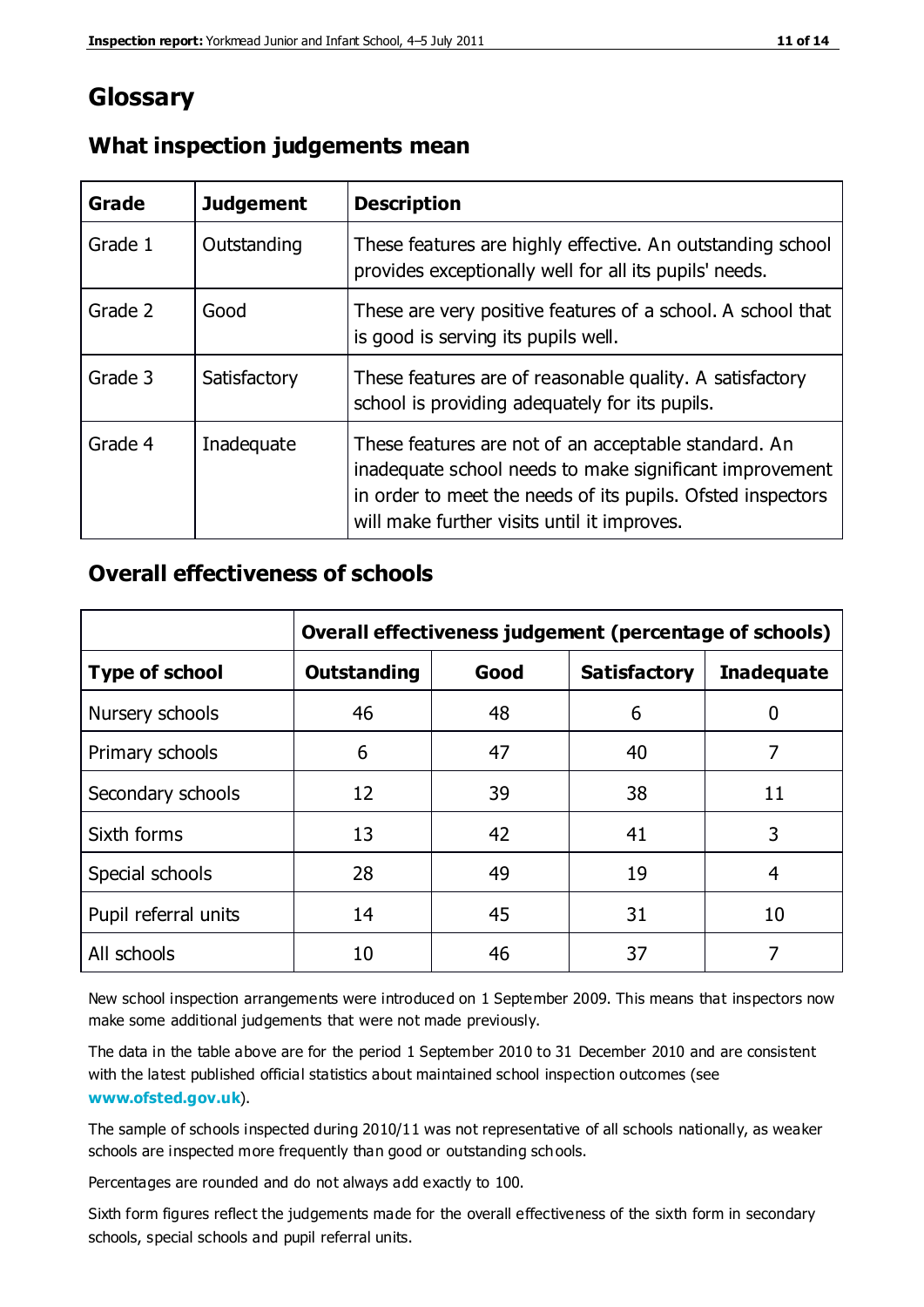# Glossary

## What inspection judgements mean

| Grade | Judgement | Description |
|---|---|---|
| Grade 1 | Outstanding | These features are highly effective. An outstanding school provides exceptionally well for all its pupils' needs. |
| Grade 2 | Good | These are very positive features of a school. A school that is good is serving its pupils well. |
| Grade 3 | Satisfactory | These features are of reasonable quality. A satisfactory school is providing adequately for its pupils. |
| Grade 4 | Inadequate | These features are not of an acceptable standard. An inadequate school needs to make significant improvement in order to meet the needs of its pupils. Ofsted inspectors will make further visits until it improves. |

## Overall effectiveness of schools

| | Overall effectiveness judgement (percentage of schools) | | | |
|---|---|---|---|---|
| **Type of school** | **Outstanding** | **Good** | **Satisfactory** | **Inadequate** |
| Nursery schools | 46 | 48 | 6 | 0 |
| Primary schools | 6 | 47 | 40 | 7 |
| Secondary schools | 12 | 39 | 38 | 11 |
| Sixth forms | 13 | 42 | 41 | 3 |
| Special schools | 28 | 49 | 19 | 4 |
| Pupil referral units | 14 | 45 | 31 | 10 |
| All schools | 10 | 46 | 37 | 7 |

New school inspection arrangements were introduced on 1 September 2009. This means that inspectors now make some additional judgements that were not made previously.

The data in the table above are for the period 1 September 2010 to 31 December 2010 and are consistent with the latest published official statistics about maintained school inspection outcomes (see **www.ofsted.gov.uk**).

The sample of schools inspected during 2010/11 was not representative of all schools nationally, as weaker schools are inspected more frequently than good or outstanding schools.

Percentages are rounded and do not always add exactly to 100.

Sixth form figures reflect the judgements made for the overall effectiveness of the sixth form in secondary schools, special schools and pupil referral units.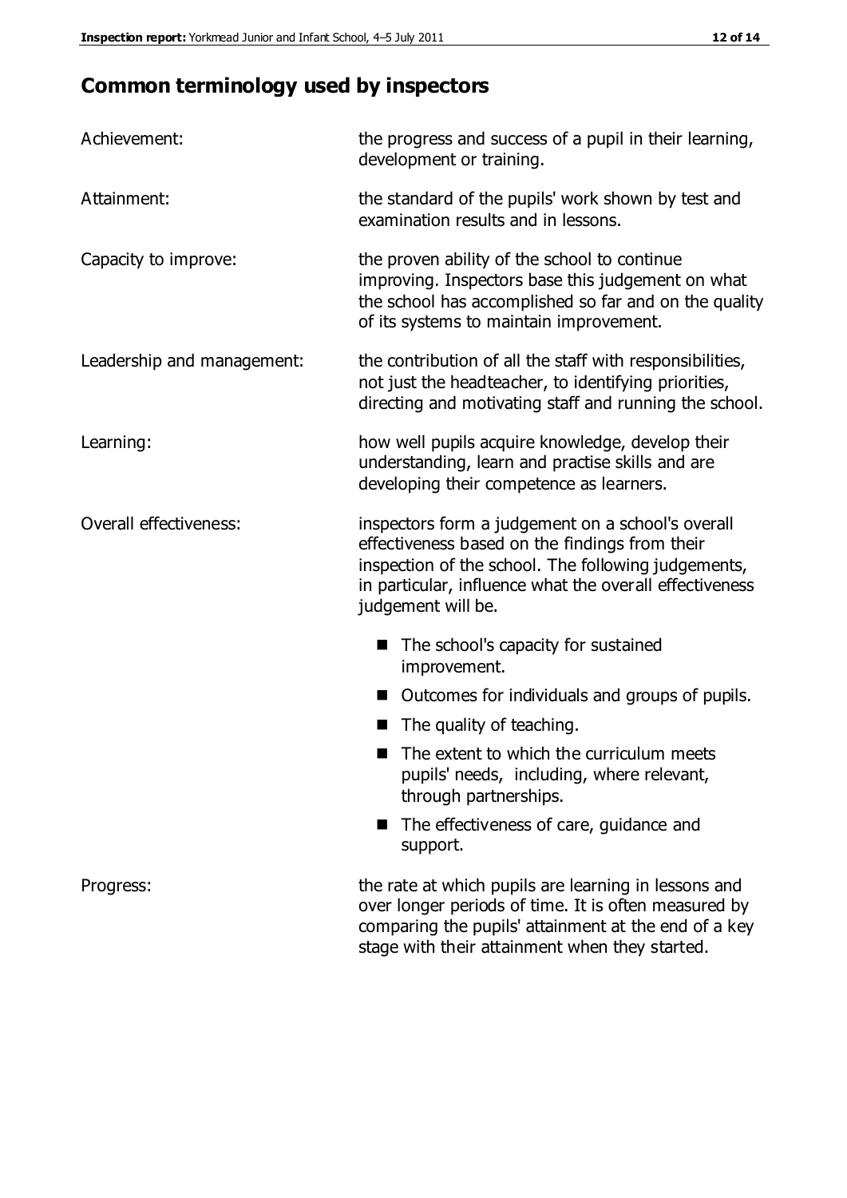## Common terminology used by inspectors

| | |
|---|---|
| Achievement: | the progress and success of a pupil in their learning, development or training. |
| Attainment: | the standard of the pupils' work shown by test and examination results and in lessons. |
| Capacity to improve: | the proven ability of the school to continue improving. Inspectors base this judgement on what the school has accomplished so far and on the quality of its systems to maintain improvement. |
| Leadership and management: | the contribution of all the staff with responsibilities, not just the headteacher, to identifying priorities, directing and motivating staff and running the school. |
| Learning: | how well pupils acquire knowledge, develop their understanding, learn and practise skills and are developing their competence as learners. |
| Overall effectiveness: | inspectors form a judgement on a school's overall effectiveness based on the findings from their inspection of the school. The following judgements, in particular, influence what the overall effectiveness judgement will be.<br>■ The school's capacity for sustained improvement.<br>■ Outcomes for individuals and groups of pupils.<br>■ The quality of teaching.<br>■ The extent to which the curriculum meets pupils' needs, including, where relevant, through partnerships.<br>■ The effectiveness of care, guidance and support. |
| Progress: | the rate at which pupils are learning in lessons and over longer periods of time. It is often measured by comparing the pupils' attainment at the end of a key stage with their attainment when they started. |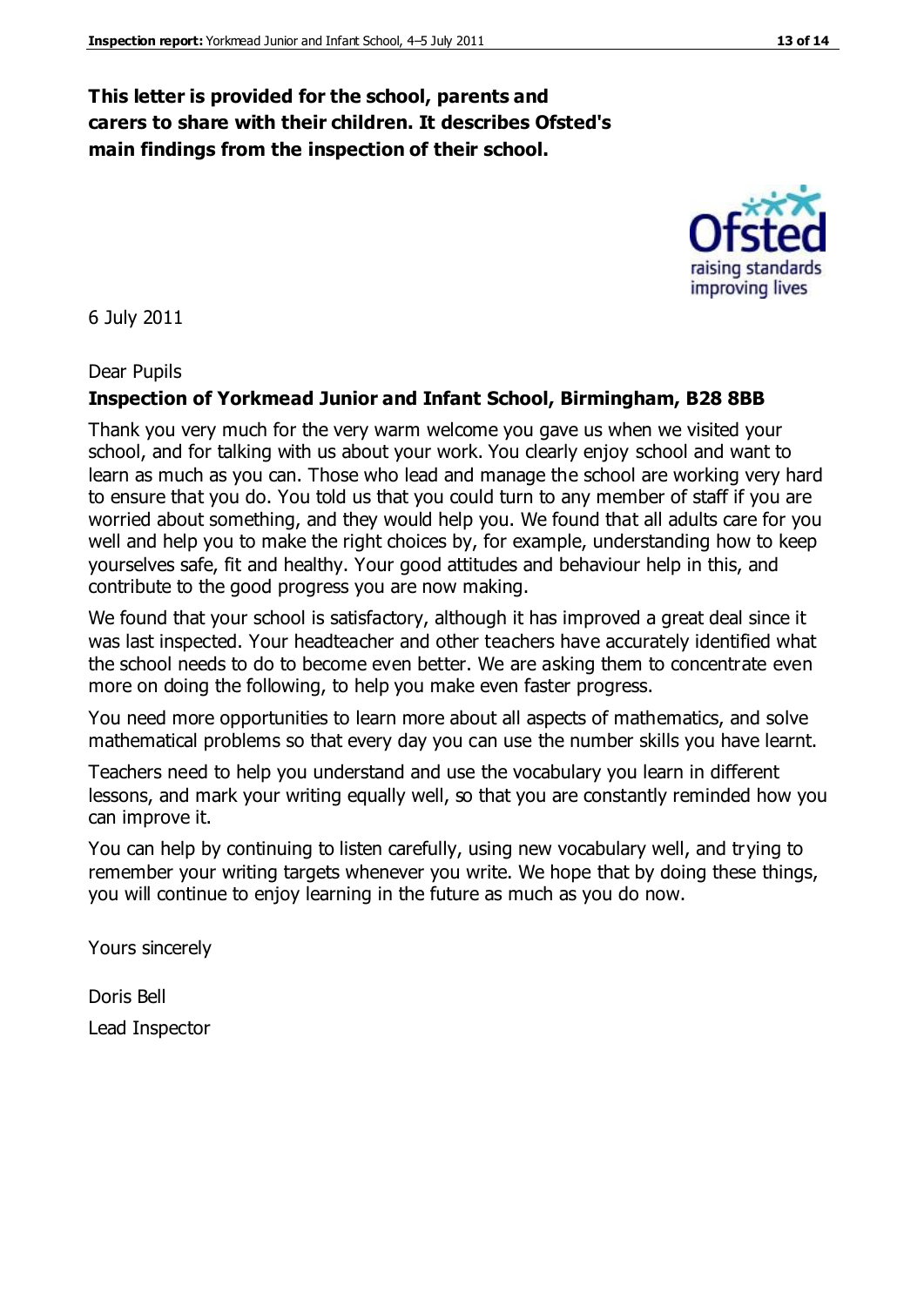**This letter is provided for the school, parents and carers to share with their children. It describes Ofsted's main findings from the inspection of their school.**

6 July 2011

Dear Pupils

**Inspection of Yorkmead Junior and Infant School, Birmingham, B28 8BB**

Thank you very much for the very warm welcome you gave us when we visited your school, and for talking with us about your work. You clearly enjoy school and want to learn as much as you can. Those who lead and manage the school are working very hard to ensure that you do. You told us that you could turn to any member of staff if you are worried about something, and they would help you. We found that all adults care for you well and help you to make the right choices by, for example, understanding how to keep yourselves safe, fit and healthy. Your good attitudes and behaviour help in this, and contribute to the good progress you are now making.

We found that your school is satisfactory, although it has improved a great deal since it was last inspected. Your headteacher and other teachers have accurately identified what the school needs to do to become even better. We are asking them to concentrate even more on doing the following, to help you make even faster progress.

You need more opportunities to learn more about all aspects of mathematics, and solve mathematical problems so that every day you can use the number skills you have learnt.

Teachers need to help you understand and use the vocabulary you learn in different lessons, and mark your writing equally well, so that you are constantly reminded how you can improve it.

You can help by continuing to listen carefully, using new vocabulary well, and trying to remember your writing targets whenever you write. We hope that by doing these things, you will continue to enjoy learning in the future as much as you do now.

Yours sincerely

Doris Bell

Lead Inspector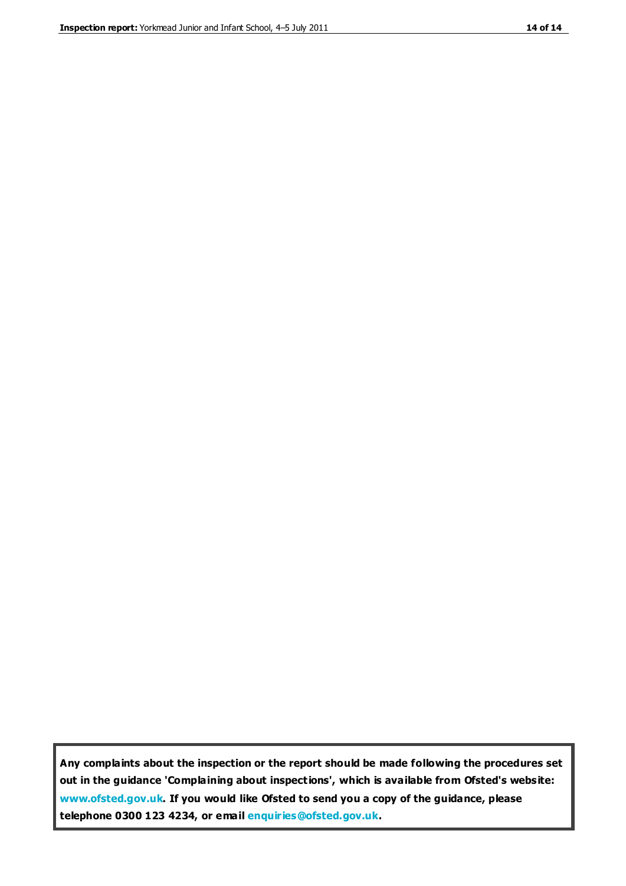**Any complaints about the inspection or the report should be made following the procedures set out in the guidance 'Complaining about inspections', which is available from Ofsted's website: www.ofsted.gov.uk. If you would like Ofsted to send you a copy of the guidance, please telephone 0300 123 4234, or email enquiries@ofsted.gov.uk.**